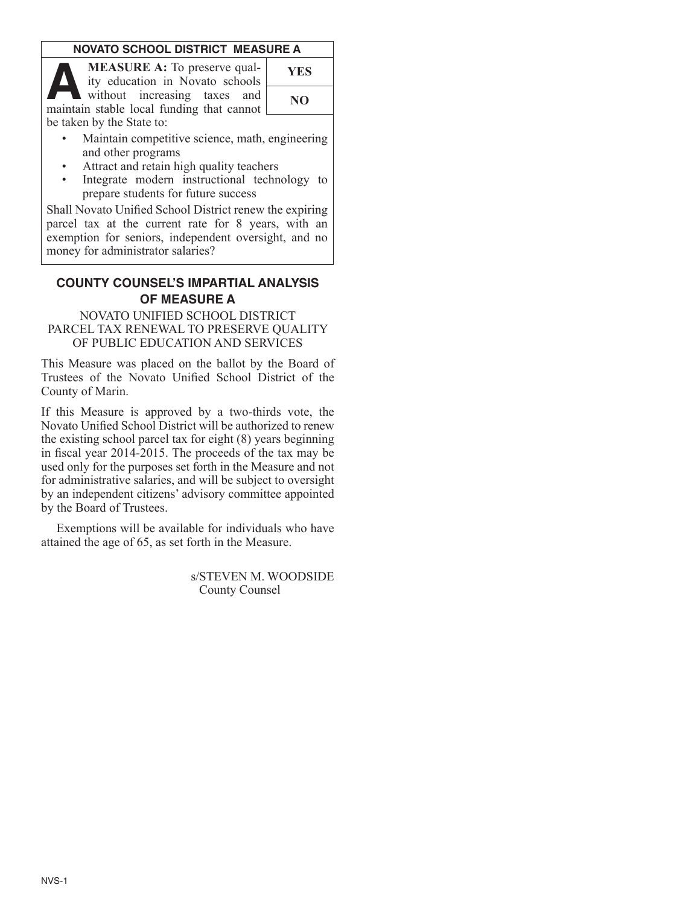## NOVATO SCHOOL DISTRICT MEASURE A

**MEASURE A:** To preserve quality education in Novato schools without increasing taxes and maintain stable local funding that cannot be taken by the State to:

| | |
|---|---|
| **YES** | |
| **NO** | |

- Maintain competitive science, math, engineering and other programs
- Attract and retain high quality teachers
- Integrate modern instructional technology to prepare students for future success

Shall Novato Unified School District renew the expiring parcel tax at the current rate for 8 years, with an exemption for seniors, independent oversight, and no money for administrator salaries?

## COUNTY COUNSEL'S IMPARTIAL ANALYSIS OF MEASURE A

NOVATO UNIFIED SCHOOL DISTRICT
PARCEL TAX RENEWAL TO PRESERVE QUALITY OF PUBLIC EDUCATION AND SERVICES

This Measure was placed on the ballot by the Board of Trustees of the Novato Unified School District of the County of Marin.

If this Measure is approved by a two-thirds vote, the Novato Unified School District will be authorized to renew the existing school parcel tax for eight (8) years beginning in fiscal year 2014-2015. The proceeds of the tax may be used only for the purposes set forth in the Measure and not for administrative salaries, and will be subject to oversight by an independent citizens' advisory committee appointed by the Board of Trustees.

Exemptions will be available for individuals who have attained the age of 65, as set forth in the Measure.

s/STEVEN M. WOODSIDE
County Counsel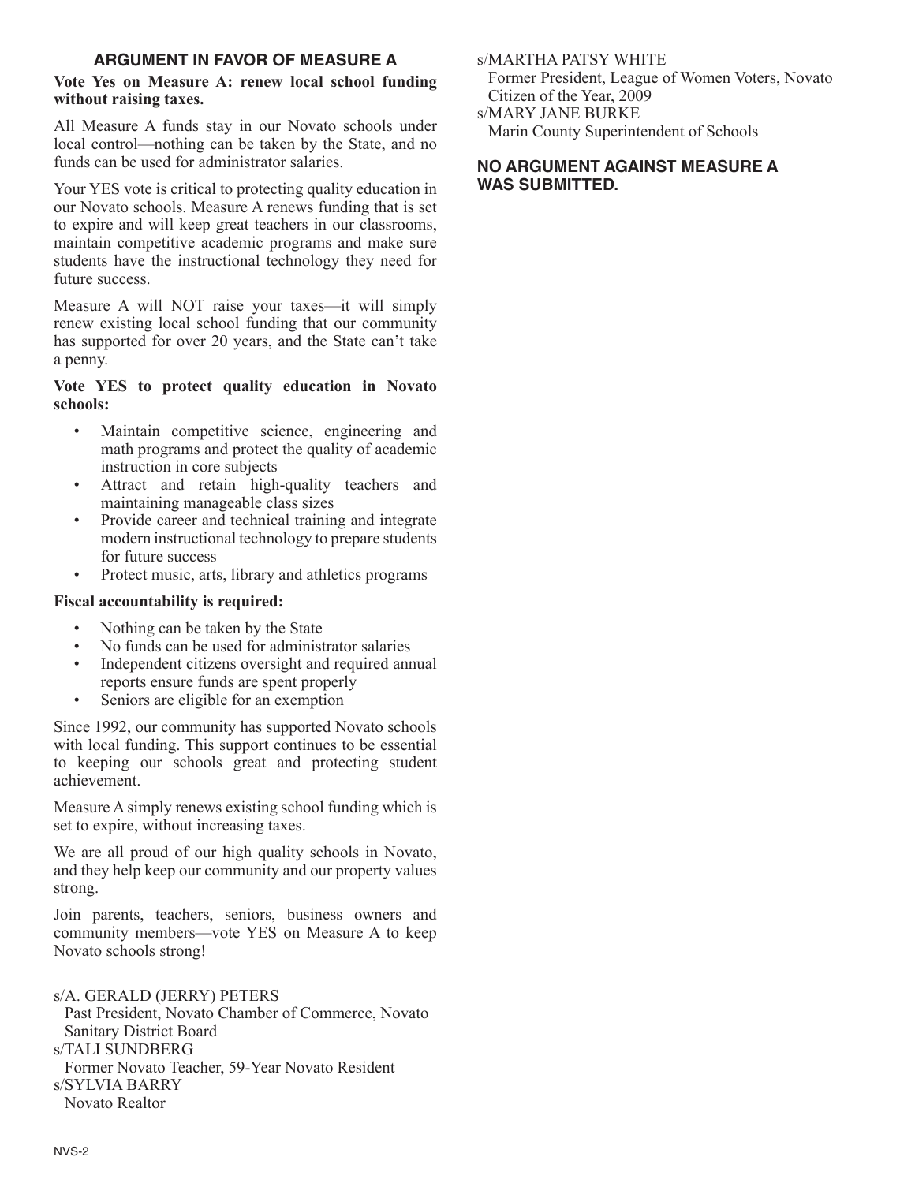## ARGUMENT IN FAVOR OF MEASURE A

**Vote Yes on Measure A: renew local school funding without raising taxes.**

All Measure A funds stay in our Novato schools under local control—nothing can be taken by the State, and no funds can be used for administrator salaries.

Your YES vote is critical to protecting quality education in our Novato schools. Measure A renews funding that is set to expire and will keep great teachers in our classrooms, maintain competitive academic programs and make sure students have the instructional technology they need for future success.

Measure A will NOT raise your taxes—it will simply renew existing local school funding that our community has supported for over 20 years, and the State can't take a penny.

**Vote YES to protect quality education in Novato schools:**

- Maintain competitive science, engineering and math programs and protect the quality of academic instruction in core subjects
- Attract and retain high-quality teachers and maintaining manageable class sizes
- Provide career and technical training and integrate modern instructional technology to prepare students for future success
- Protect music, arts, library and athletics programs

**Fiscal accountability is required:**

- Nothing can be taken by the State
- No funds can be used for administrator salaries
- Independent citizens oversight and required annual reports ensure funds are spent properly
- Seniors are eligible for an exemption

Since 1992, our community has supported Novato schools with local funding. This support continues to be essential to keeping our schools great and protecting student achievement.

Measure A simply renews existing school funding which is set to expire, without increasing taxes.

We are all proud of our high quality schools in Novato, and they help keep our community and our property values strong.

Join parents, teachers, seniors, business owners and community members—vote YES on Measure A to keep Novato schools strong!

s/A. GERALD (JERRY) PETERS
Past President, Novato Chamber of Commerce, Novato Sanitary District Board

s/TALI SUNDBERG
Former Novato Teacher, 59-Year Novato Resident

s/SYLVIA BARRY
Novato Realtor

s/MARTHA PATSY WHITE
Former President, League of Women Voters, Novato Citizen of the Year, 2009

s/MARY JANE BURKE
Marin County Superintendent of Schools

## NO ARGUMENT AGAINST MEASURE A WAS SUBMITTED.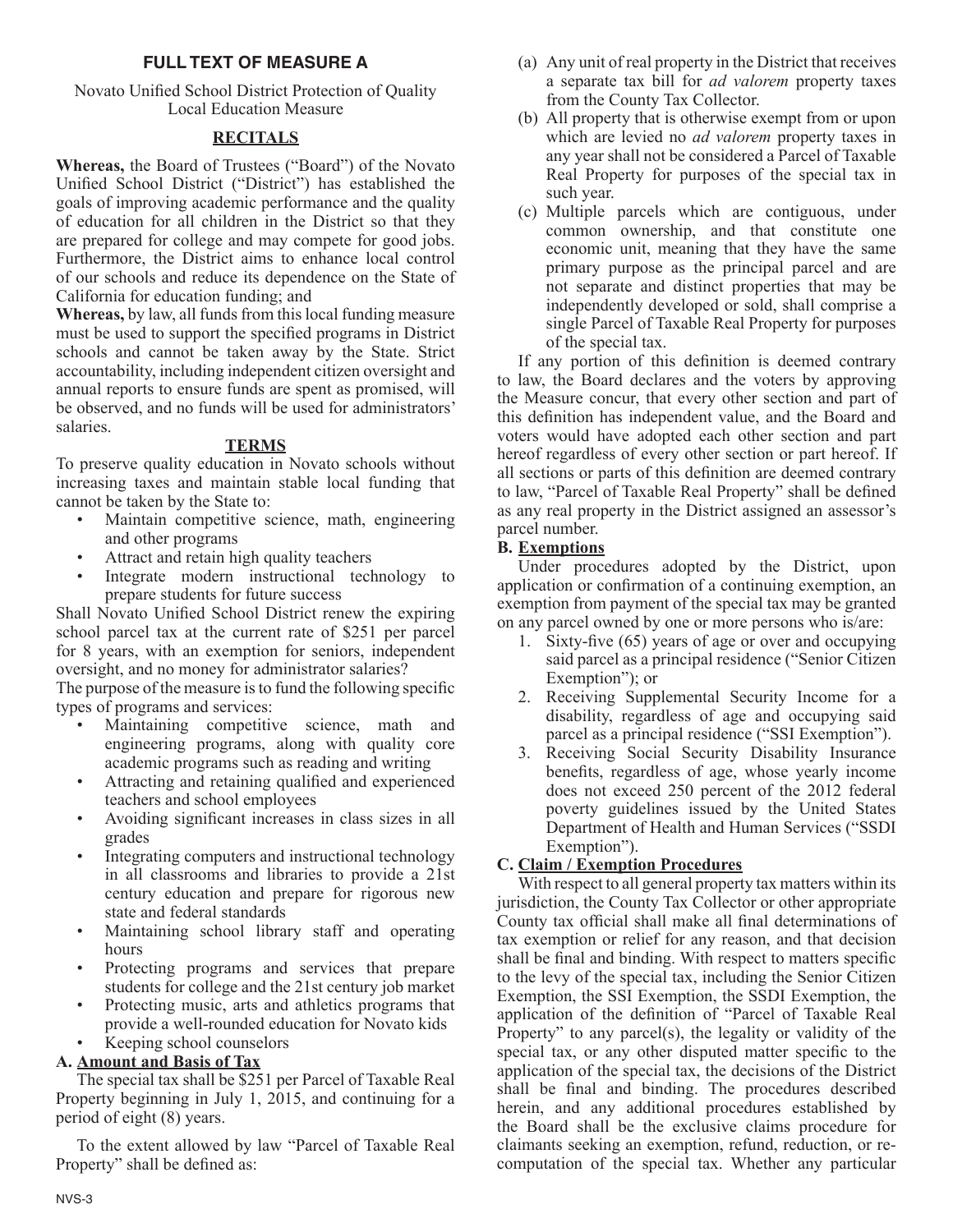## FULL TEXT OF MEASURE A

Novato Unified School District Protection of Quality Local Education Measure

### RECITALS

**Whereas,** the Board of Trustees ("Board") of the Novato Unified School District ("District") has established the goals of improving academic performance and the quality of education for all children in the District so that they are prepared for college and may compete for good jobs. Furthermore, the District aims to enhance local control of our schools and reduce its dependence on the State of California for education funding; and

**Whereas,** by law, all funds from this local funding measure must be used to support the specified programs in District schools and cannot be taken away by the State. Strict accountability, including independent citizen oversight and annual reports to ensure funds are spent as promised, will be observed, and no funds will be used for administrators' salaries.

### TERMS

To preserve quality education in Novato schools without increasing taxes and maintain stable local funding that cannot be taken by the State to:

- Maintain competitive science, math, engineering and other programs
- Attract and retain high quality teachers
- Integrate modern instructional technology to prepare students for future success

Shall Novato Unified School District renew the expiring school parcel tax at the current rate of $251 per parcel for 8 years, with an exemption for seniors, independent oversight, and no money for administrator salaries?

The purpose of the measure is to fund the following specific types of programs and services:

- Maintaining competitive science, math and engineering programs, along with quality core academic programs such as reading and writing
- Attracting and retaining qualified and experienced teachers and school employees
- Avoiding significant increases in class sizes in all grades
- Integrating computers and instructional technology in all classrooms and libraries to provide a 21st century education and prepare for rigorous new state and federal standards
- Maintaining school library staff and operating hours
- Protecting programs and services that prepare students for college and the 21st century job market
- Protecting music, arts and athletics programs that provide a well-rounded education for Novato kids
- Keeping school counselors

**A. Amount and Basis of Tax**

The special tax shall be $251 per Parcel of Taxable Real Property beginning in July 1, 2015, and continuing for a period of eight (8) years.

To the extent allowed by law "Parcel of Taxable Real Property" shall be defined as:

(a) Any unit of real property in the District that receives a separate tax bill for *ad valorem* property taxes from the County Tax Collector.

(b) All property that is otherwise exempt from or upon which are levied no *ad valorem* property taxes in any year shall not be considered a Parcel of Taxable Real Property for purposes of the special tax in such year.

(c) Multiple parcels which are contiguous, under common ownership, and that constitute one economic unit, meaning that they have the same primary purpose as the principal parcel and are not separate and distinct properties that may be independently developed or sold, shall comprise a single Parcel of Taxable Real Property for purposes of the special tax.

If any portion of this definition is deemed contrary to law, the Board declares and the voters by approving the Measure concur, that every other section and part of this definition has independent value, and the Board and voters would have adopted each other section and part hereof regardless of every other section or part hereof. If all sections or parts of this definition are deemed contrary to law, "Parcel of Taxable Real Property" shall be defined as any real property in the District assigned an assessor's parcel number.

**B. Exemptions**

Under procedures adopted by the District, upon application or confirmation of a continuing exemption, an exemption from payment of the special tax may be granted on any parcel owned by one or more persons who is/are:

1. Sixty-five (65) years of age or over and occupying said parcel as a principal residence ("Senior Citizen Exemption"); or
2. Receiving Supplemental Security Income for a disability, regardless of age and occupying said parcel as a principal residence ("SSI Exemption").
3. Receiving Social Security Disability Insurance benefits, regardless of age, whose yearly income does not exceed 250 percent of the 2012 federal poverty guidelines issued by the United States Department of Health and Human Services ("SSDI Exemption").

**C. Claim / Exemption Procedures**

With respect to all general property tax matters within its jurisdiction, the County Tax Collector or other appropriate County tax official shall make all final determinations of tax exemption or relief for any reason, and that decision shall be final and binding. With respect to matters specific to the levy of the special tax, including the Senior Citizen Exemption, the SSI Exemption, the SSDI Exemption, the application of the definition of "Parcel of Taxable Real Property" to any parcel(s), the legality or validity of the special tax, or any other disputed matter specific to the application of the special tax, the decisions of the District shall be final and binding. The procedures described herein, and any additional procedures established by the Board shall be the exclusive claims procedure for claimants seeking an exemption, refund, reduction, or re-computation of the special tax. Whether any particular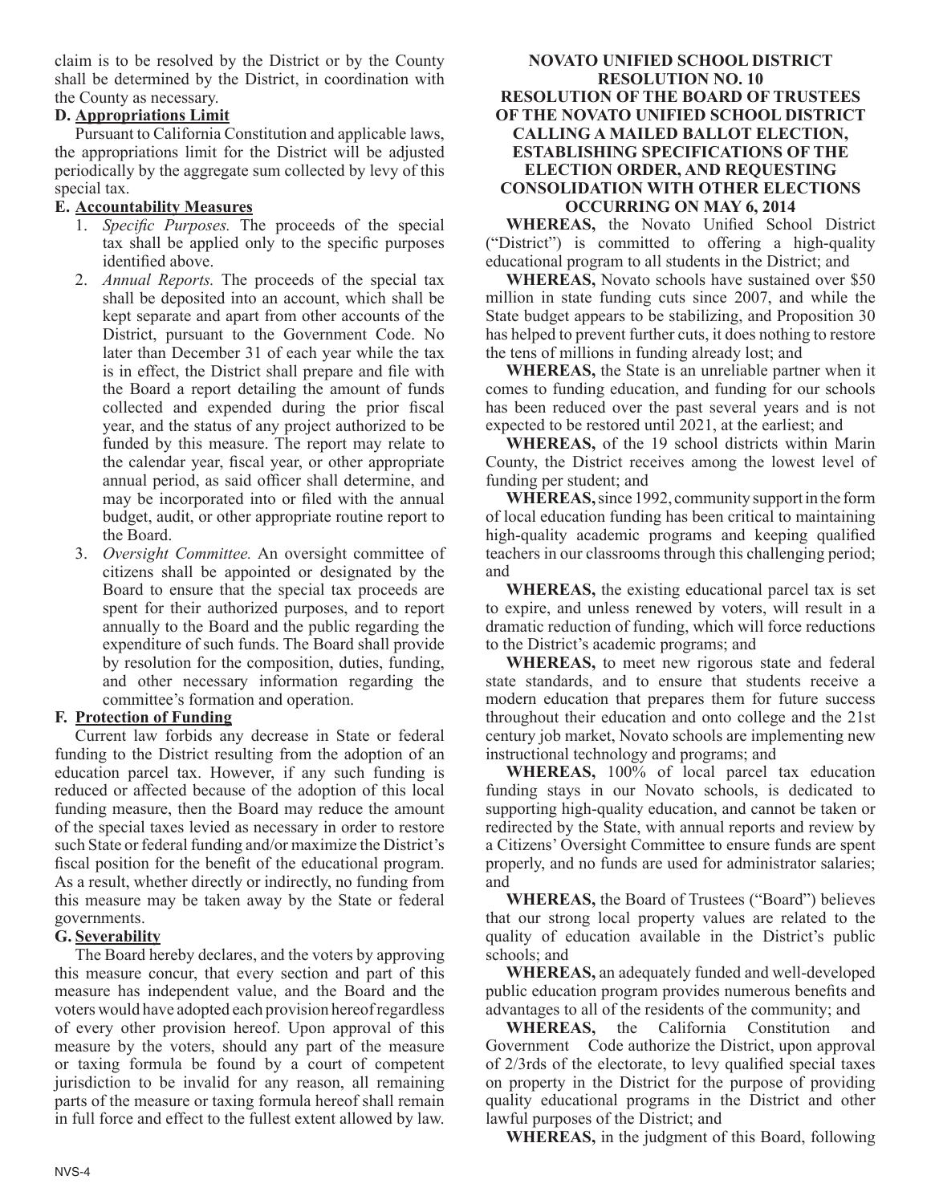claim is to be resolved by the District or by the County shall be determined by the District, in coordination with the County as necessary.

**D. Appropriations Limit**

Pursuant to California Constitution and applicable laws, the appropriations limit for the District will be adjusted periodically by the aggregate sum collected by levy of this special tax.

**E. Accountability Measures**

1. *Specific Purposes.* The proceeds of the special tax shall be applied only to the specific purposes identified above.
2. *Annual Reports.* The proceeds of the special tax shall be deposited into an account, which shall be kept separate and apart from other accounts of the District, pursuant to the Government Code. No later than December 31 of each year while the tax is in effect, the District shall prepare and file with the Board a report detailing the amount of funds collected and expended during the prior fiscal year, and the status of any project authorized to be funded by this measure. The report may relate to the calendar year, fiscal year, or other appropriate annual period, as said officer shall determine, and may be incorporated into or filed with the annual budget, audit, or other appropriate routine report to the Board.
3. *Oversight Committee.* An oversight committee of citizens shall be appointed or designated by the Board to ensure that the special tax proceeds are spent for their authorized purposes, and to report annually to the Board and the public regarding the expenditure of such funds. The Board shall provide by resolution for the composition, duties, funding, and other necessary information regarding the committee's formation and operation.

**F. Protection of Funding**

Current law forbids any decrease in State or federal funding to the District resulting from the adoption of an education parcel tax. However, if any such funding is reduced or affected because of the adoption of this local funding measure, then the Board may reduce the amount of the special taxes levied as necessary in order to restore such State or federal funding and/or maximize the District's fiscal position for the benefit of the educational program. As a result, whether directly or indirectly, no funding from this measure may be taken away by the State or federal governments.

**G. Severability**

The Board hereby declares, and the voters by approving this measure concur, that every section and part of this measure has independent value, and the Board and the voters would have adopted each provision hereof regardless of every other provision hereof. Upon approval of this measure by the voters, should any part of the measure or taxing formula be found by a court of competent jurisdiction to be invalid for any reason, all remaining parts of the measure or taxing formula hereof shall remain in full force and effect to the fullest extent allowed by law.

**NOVATO UNIFIED SCHOOL DISTRICT**
**RESOLUTION NO. 10**
**RESOLUTION OF THE BOARD OF TRUSTEES OF THE NOVATO UNIFIED SCHOOL DISTRICT CALLING A MAILED BALLOT ELECTION, ESTABLISHING SPECIFICATIONS OF THE ELECTION ORDER, AND REQUESTING CONSOLIDATION WITH OTHER ELECTIONS OCCURRING ON MAY 6, 2014**

**WHEREAS,** the Novato Unified School District ("District") is committed to offering a high-quality educational program to all students in the District; and

**WHEREAS,** Novato schools have sustained over $50 million in state funding cuts since 2007, and while the State budget appears to be stabilizing, and Proposition 30 has helped to prevent further cuts, it does nothing to restore the tens of millions in funding already lost; and

**WHEREAS,** the State is an unreliable partner when it comes to funding education, and funding for our schools has been reduced over the past several years and is not expected to be restored until 2021, at the earliest; and

**WHEREAS,** of the 19 school districts within Marin County, the District receives among the lowest level of funding per student; and

**WHEREAS,** since 1992, community support in the form of local education funding has been critical to maintaining high-quality academic programs and keeping qualified teachers in our classrooms through this challenging period; and

**WHEREAS,** the existing educational parcel tax is set to expire, and unless renewed by voters, will result in a dramatic reduction of funding, which will force reductions to the District's academic programs; and

**WHEREAS,** to meet new rigorous state and federal state standards, and to ensure that students receive a modern education that prepares them for future success throughout their education and onto college and the 21st century job market, Novato schools are implementing new instructional technology and programs; and

**WHEREAS,** 100% of local parcel tax education funding stays in our Novato schools, is dedicated to supporting high-quality education, and cannot be taken or redirected by the State, with annual reports and review by a Citizens' Oversight Committee to ensure funds are spent properly, and no funds are used for administrator salaries; and

**WHEREAS,** the Board of Trustees ("Board") believes that our strong local property values are related to the quality of education available in the District's public schools; and

**WHEREAS,** an adequately funded and well-developed public education program provides numerous benefits and advantages to all of the residents of the community; and

**WHEREAS,** the California Constitution and Government Code authorize the District, upon approval of 2/3rds of the electorate, to levy qualified special taxes on property in the District for the purpose of providing quality educational programs in the District and other lawful purposes of the District; and

**WHEREAS,** in the judgment of this Board, following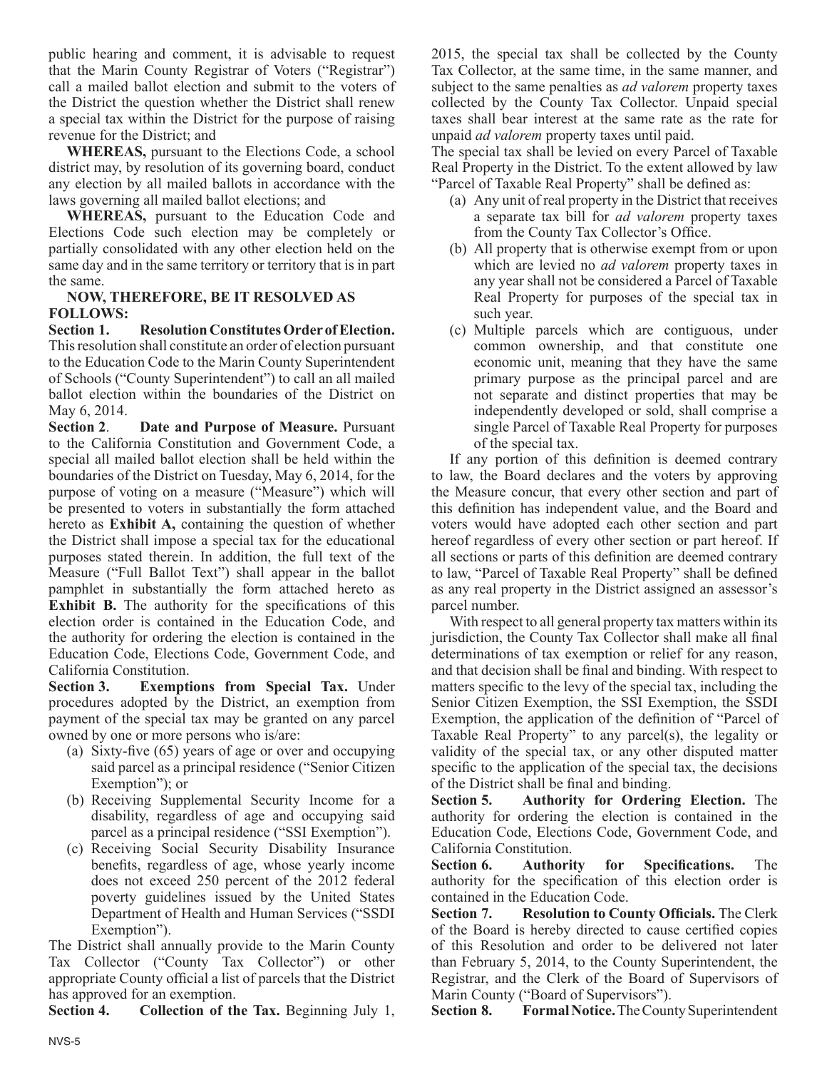public hearing and comment, it is advisable to request that the Marin County Registrar of Voters ("Registrar") call a mailed ballot election and submit to the voters of the District the question whether the District shall renew a special tax within the District for the purpose of raising revenue for the District; and

**WHEREAS,** pursuant to the Elections Code, a school district may, by resolution of its governing board, conduct any election by all mailed ballots in accordance with the laws governing all mailed ballot elections; and

**WHEREAS,** pursuant to the Education Code and Elections Code such election may be completely or partially consolidated with any other election held on the same day and in the same territory or territory that is in part the same.

**NOW, THEREFORE, BE IT RESOLVED AS FOLLOWS:**

**Section 1. Resolution Constitutes Order of Election.** This resolution shall constitute an order of election pursuant to the Education Code to the Marin County Superintendent of Schools ("County Superintendent") to call an all mailed ballot election within the boundaries of the District on May 6, 2014.

**Section 2. Date and Purpose of Measure.** Pursuant to the California Constitution and Government Code, a special all mailed ballot election shall be held within the boundaries of the District on Tuesday, May 6, 2014, for the purpose of voting on a measure ("Measure") which will be presented to voters in substantially the form attached hereto as **Exhibit A,** containing the question of whether the District shall impose a special tax for the educational purposes stated therein. In addition, the full text of the Measure ("Full Ballot Text") shall appear in the ballot pamphlet in substantially the form attached hereto as **Exhibit B.** The authority for the specifications of this election order is contained in the Education Code, and the authority for ordering the election is contained in the Education Code, Elections Code, Government Code, and California Constitution.

**Section 3. Exemptions from Special Tax.** Under procedures adopted by the District, an exemption from payment of the special tax may be granted on any parcel owned by one or more persons who is/are:

(a) Sixty-five (65) years of age or over and occupying said parcel as a principal residence ("Senior Citizen Exemption"); or

(b) Receiving Supplemental Security Income for a disability, regardless of age and occupying said parcel as a principal residence ("SSI Exemption").

(c) Receiving Social Security Disability Insurance benefits, regardless of age, whose yearly income does not exceed 250 percent of the 2012 federal poverty guidelines issued by the United States Department of Health and Human Services ("SSDI Exemption").

The District shall annually provide to the Marin County Tax Collector ("County Tax Collector") or other appropriate County official a list of parcels that the District has approved for an exemption.

**Section 4. Collection of the Tax.** Beginning July 1, 2015, the special tax shall be collected by the County Tax Collector, at the same time, in the same manner, and subject to the same penalties as *ad valorem* property taxes collected by the County Tax Collector. Unpaid special taxes shall bear interest at the same rate as the rate for unpaid *ad valorem* property taxes until paid.

The special tax shall be levied on every Parcel of Taxable Real Property in the District. To the extent allowed by law "Parcel of Taxable Real Property" shall be defined as:

(a) Any unit of real property in the District that receives a separate tax bill for *ad valorem* property taxes from the County Tax Collector's Office.

(b) All property that is otherwise exempt from or upon which are levied no *ad valorem* property taxes in any year shall not be considered a Parcel of Taxable Real Property for purposes of the special tax in such year.

(c) Multiple parcels which are contiguous, under common ownership, and that constitute one economic unit, meaning that they have the same primary purpose as the principal parcel and are not separate and distinct properties that may be independently developed or sold, shall comprise a single Parcel of Taxable Real Property for purposes of the special tax.

If any portion of this definition is deemed contrary to law, the Board declares and the voters by approving the Measure concur, that every other section and part of this definition has independent value, and the Board and voters would have adopted each other section and part hereof regardless of every other section or part hereof. If all sections or parts of this definition are deemed contrary to law, "Parcel of Taxable Real Property" shall be defined as any real property in the District assigned an assessor's parcel number.

With respect to all general property tax matters within its jurisdiction, the County Tax Collector shall make all final determinations of tax exemption or relief for any reason, and that decision shall be final and binding. With respect to matters specific to the levy of the special tax, including the Senior Citizen Exemption, the SSI Exemption, the SSDI Exemption, the application of the definition of "Parcel of Taxable Real Property" to any parcel(s), the legality or validity of the special tax, or any other disputed matter specific to the application of the special tax, the decisions of the District shall be final and binding.

**Section 5. Authority for Ordering Election.** The authority for ordering the election is contained in the Education Code, Elections Code, Government Code, and California Constitution.

**Section 6. Authority for Specifications.** The authority for the specification of this election order is contained in the Education Code.

**Section 7. Resolution to County Officials.** The Clerk of the Board is hereby directed to cause certified copies of this Resolution and order to be delivered not later than February 5, 2014, to the County Superintendent, the Registrar, and the Clerk of the Board of Supervisors of Marin County ("Board of Supervisors").

**Section 8. Formal Notice.** The County Superintendent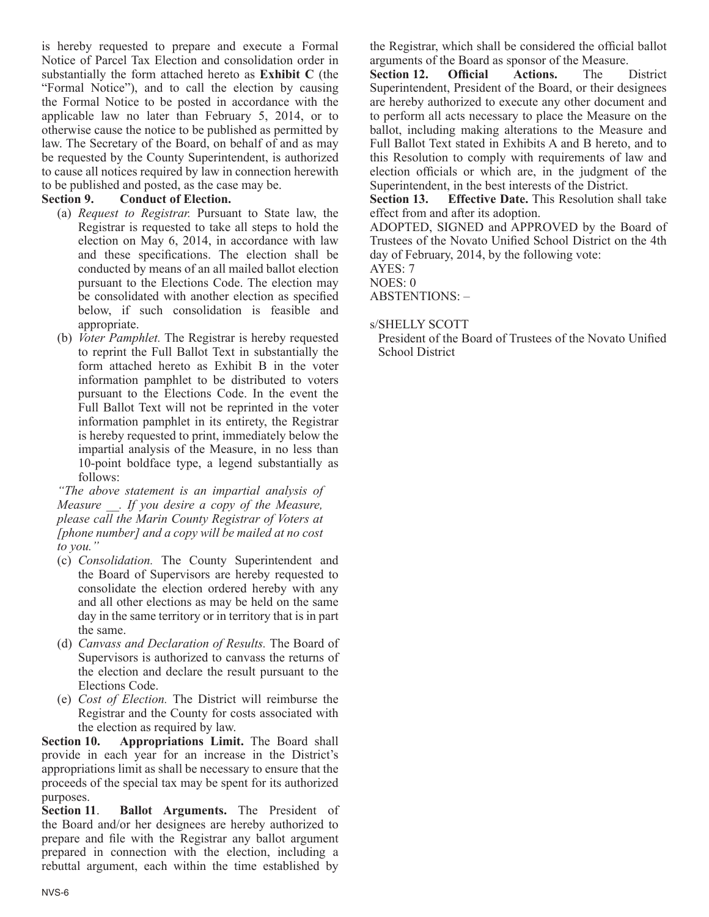is hereby requested to prepare and execute a Formal Notice of Parcel Tax Election and consolidation order in substantially the form attached hereto as **Exhibit C** (the "Formal Notice"), and to call the election by causing the Formal Notice to be posted in accordance with the applicable law no later than February 5, 2014, or to otherwise cause the notice to be published as permitted by law. The Secretary of the Board, on behalf of and as may be requested by the County Superintendent, is authorized to cause all notices required by law in connection herewith to be published and posted, as the case may be.

**Section 9. Conduct of Election.**

(a) *Request to Registrar.* Pursuant to State law, the Registrar is requested to take all steps to hold the election on May 6, 2014, in accordance with law and these specifications. The election shall be conducted by means of an all mailed ballot election pursuant to the Elections Code. The election may be consolidated with another election as specified below, if such consolidation is feasible and appropriate.

(b) *Voter Pamphlet.* The Registrar is hereby requested to reprint the Full Ballot Text in substantially the form attached hereto as Exhibit B in the voter information pamphlet to be distributed to voters pursuant to the Elections Code. In the event the Full Ballot Text will not be reprinted in the voter information pamphlet in its entirety, the Registrar is hereby requested to print, immediately below the impartial analysis of the Measure, in no less than 10-point boldface type, a legend substantially as follows:

*"The above statement is an impartial analysis of Measure __. If you desire a copy of the Measure, please call the Marin County Registrar of Voters at [phone number] and a copy will be mailed at no cost to you."*

(c) *Consolidation.* The County Superintendent and the Board of Supervisors are hereby requested to consolidate the election ordered hereby with any and all other elections as may be held on the same day in the same territory or in territory that is in part the same.

(d) *Canvass and Declaration of Results.* The Board of Supervisors is authorized to canvass the returns of the election and declare the result pursuant to the Elections Code.

(e) *Cost of Election.* The District will reimburse the Registrar and the County for costs associated with the election as required by law.

**Section 10. Appropriations Limit.** The Board shall provide in each year for an increase in the District's appropriations limit as shall be necessary to ensure that the proceeds of the special tax may be spent for its authorized purposes.

**Section 11. Ballot Arguments.** The President of the Board and/or her designees are hereby authorized to prepare and file with the Registrar any ballot argument prepared in connection with the election, including a rebuttal argument, each within the time established by the Registrar, which shall be considered the official ballot arguments of the Board as sponsor of the Measure.

**Section 12. Official Actions.** The District Superintendent, President of the Board, or their designees are hereby authorized to execute any other document and to perform all acts necessary to place the Measure on the ballot, including making alterations to the Measure and Full Ballot Text stated in Exhibits A and B hereto, and to this Resolution to comply with requirements of law and election officials or which are, in the judgment of the Superintendent, in the best interests of the District.

**Section 13. Effective Date.** This Resolution shall take effect from and after its adoption.

ADOPTED, SIGNED and APPROVED by the Board of Trustees of the Novato Unified School District on the 4th day of February, 2014, by the following vote:

AYES: 7
NOES: 0
ABSTENTIONS: –

s/SHELLY SCOTT
President of the Board of Trustees of the Novato Unified School District